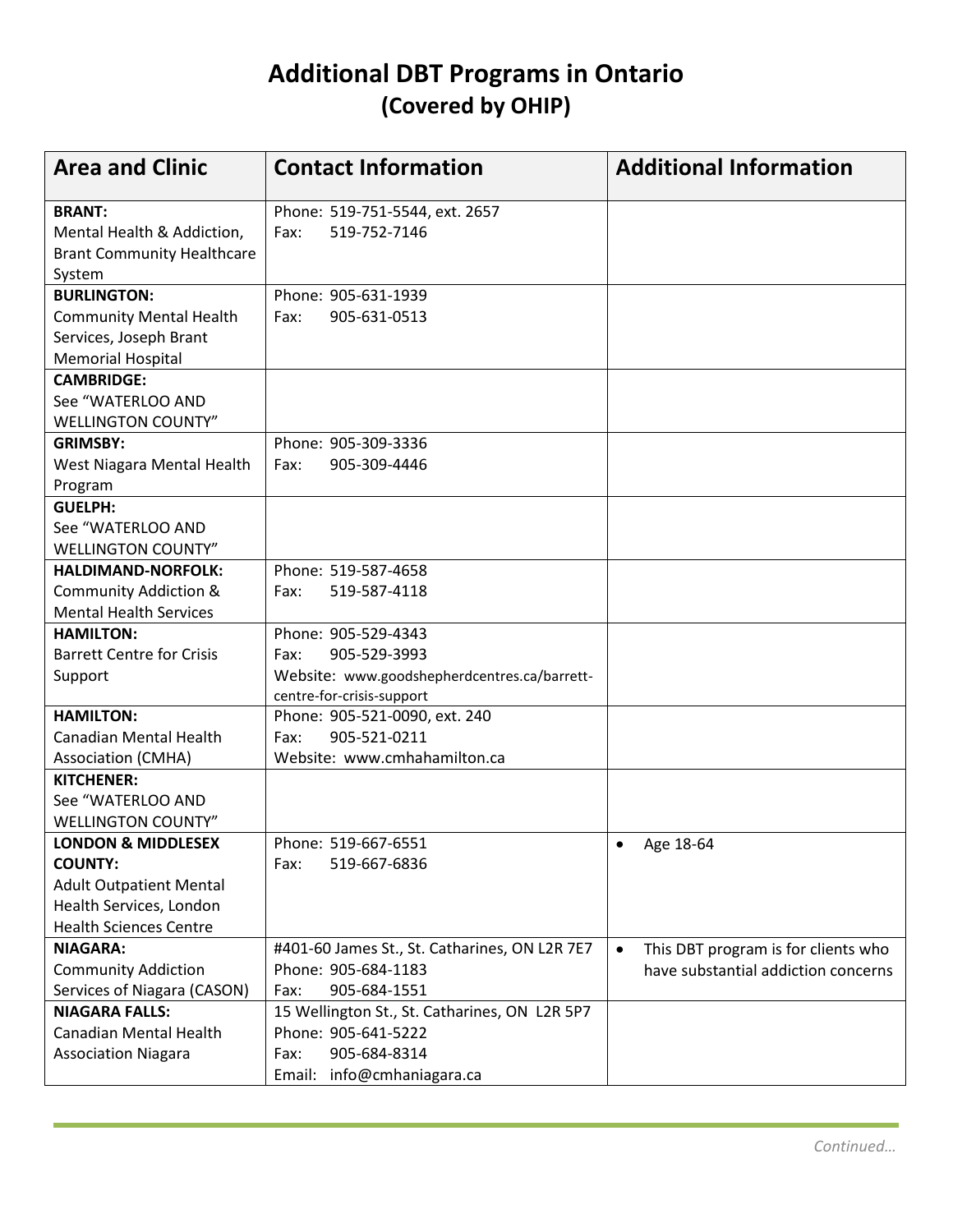# Additional DBT Programs in Ontario
## (Covered by OHIP)

| Area and Clinic | Contact Information | Additional Information |
|---|---|---|
| **BRANT:** Mental Health & Addiction, Brant Community Healthcare System | Phone: 519-751-5544, ext. 2657<br>Fax: 519-752-7146 | |
| **BURLINGTON:** Community Mental Health Services, Joseph Brant Memorial Hospital | Phone: 905-631-1939<br>Fax: 905-631-0513 | |
| **CAMBRIDGE:** See "WATERLOO AND WELLINGTON COUNTY" | | |
| **GRIMSBY:** West Niagara Mental Health Program | Phone: 905-309-3336<br>Fax: 905-309-4446 | |
| **GUELPH:** See "WATERLOO AND WELLINGTON COUNTY" | | |
| **HALDIMAND-NORFOLK:** Community Addiction & Mental Health Services | Phone: 519-587-4658<br>Fax: 519-587-4118 | |
| **HAMILTON:** Barrett Centre for Crisis Support | Phone: 905-529-4343<br>Fax: 905-529-3993<br>Website: www.goodshepherdcentres.ca/barrett-centre-for-crisis-support | |
| **HAMILTON:** Canadian Mental Health Association (CMHA) | Phone: 905-521-0090, ext. 240<br>Fax: 905-521-0211<br>Website: www.cmhahamilton.ca | |
| **KITCHENER:** See "WATERLOO AND WELLINGTON COUNTY" | | |
| **LONDON & MIDDLESEX COUNTY:** Adult Outpatient Mental Health Services, London Health Sciences Centre | Phone: 519-667-6551<br>Fax: 519-667-6836 | • Age 18-64 |
| **NIAGARA:** Community Addiction Services of Niagara (CASON) | #401-60 James St., St. Catharines, ON L2R 7E7<br>Phone: 905-684-1183<br>Fax: 905-684-1551 | • This DBT program is for clients who have substantial addiction concerns |
| **NIAGARA FALLS:** Canadian Mental Health Association Niagara | 15 Wellington St., St. Catharines, ON L2R 5P7<br>Phone: 905-641-5222<br>Fax: 905-684-8314<br>Email: info@cmhaniagara.ca | |

*Continued…*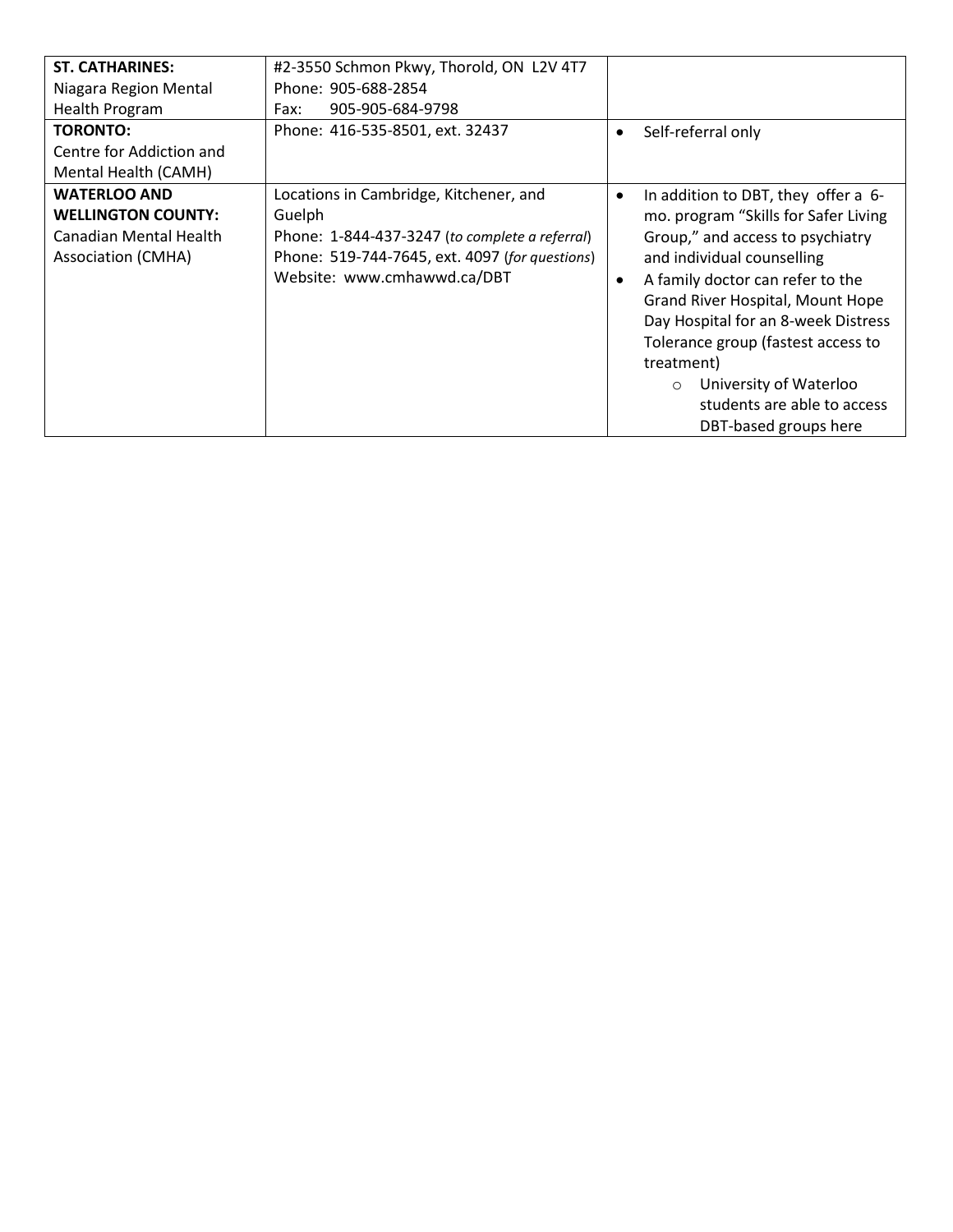| | | |
|---|---|---|
| **ST. CATHARINES:**<br>Niagara Region Mental Health Program | #2-3550 Schmon Pkwy, Thorold, ON L2V 4T7<br>Phone: 905-688-2854<br>Fax: 905-905-684-9798 | |
| **TORONTO:**<br>Centre for Addiction and Mental Health (CAMH) | Phone: 416-535-8501, ext. 32437 | • Self-referral only |
| **WATERLOO AND WELLINGTON COUNTY:**<br>Canadian Mental Health Association (CMHA) | Locations in Cambridge, Kitchener, and Guelph<br>Phone: 1-844-437-3247 (*to complete a referral*)<br>Phone: 519-744-7645, ext. 4097 (*for questions*)<br>Website: www.cmhawwd.ca/DBT | • In addition to DBT, they offer a 6-mo. program "Skills for Safer Living Group," and access to psychiatry and individual counselling<br>• A family doctor can refer to the Grand River Hospital, Mount Hope Day Hospital for an 8-week Distress Tolerance group (fastest access to treatment)<br>    ○ University of Waterloo students are able to access DBT-based groups here |